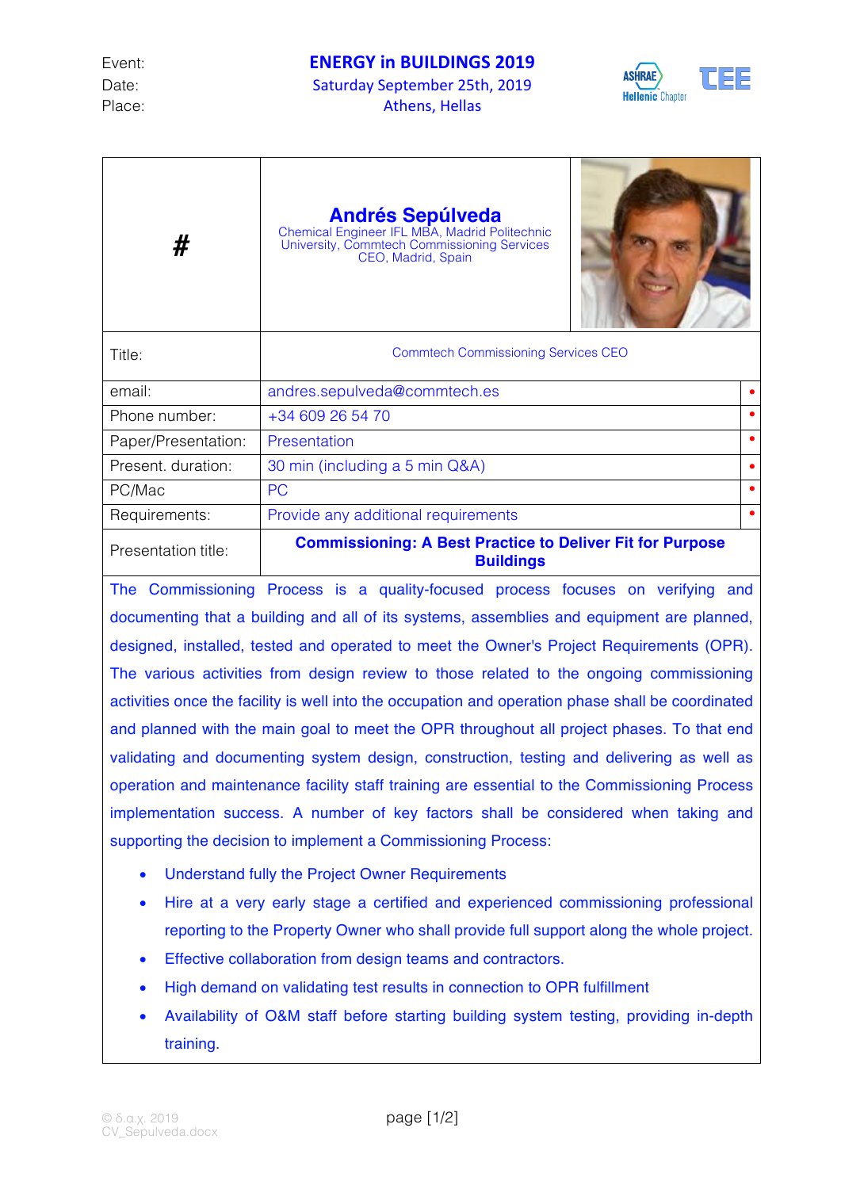| Event: | **ENERGY in BUILDINGS 2019** |
|---|---|
| Date: | Saturday September 25th, 2019 |
| Place: | Athens, Hellas |

| # | **Andrés Sepúlveda** Chemical Engineer IFL MBA, Madrid Politechnic University, Commtech Commissioning Services CEO, Madrid, Spain |
|---|---|
| Title: | Commtech Commissioning Services CEO |
| email: | andres.sepulveda@commtech.es |
| Phone number: | +34 609 26 54 70 |
| Paper/Presentation: | Presentation |
| Present. duration: | 30 min (including a 5 min Q&A) |
| PC/Mac | PC |
| Requirements: | Provide any additional requirements |
| Presentation title: | **Commissioning: A Best Practice to Deliver Fit for Purpose Buildings** |

The Commissioning Process is a quality-focused process focuses on verifying and documenting that a building and all of its systems, assemblies and equipment are planned, designed, installed, tested and operated to meet the Owner's Project Requirements (OPR). The various activities from design review to those related to the ongoing commissioning activities once the facility is well into the occupation and operation phase shall be coordinated and planned with the main goal to meet the OPR throughout all project phases. To that end validating and documenting system design, construction, testing and delivering as well as operation and maintenance facility staff training are essential to the Commissioning Process implementation success. A number of key factors shall be considered when taking and supporting the decision to implement a Commissioning Process:

- Understand fully the Project Owner Requirements
- Hire at a very early stage a certified and experienced commissioning professional reporting to the Property Owner who shall provide full support along the whole project.
- Effective collaboration from design teams and contractors.
- High demand on validating test results in connection to OPR fulfillment
- Availability of O&M staff before starting building system testing, providing in-depth training.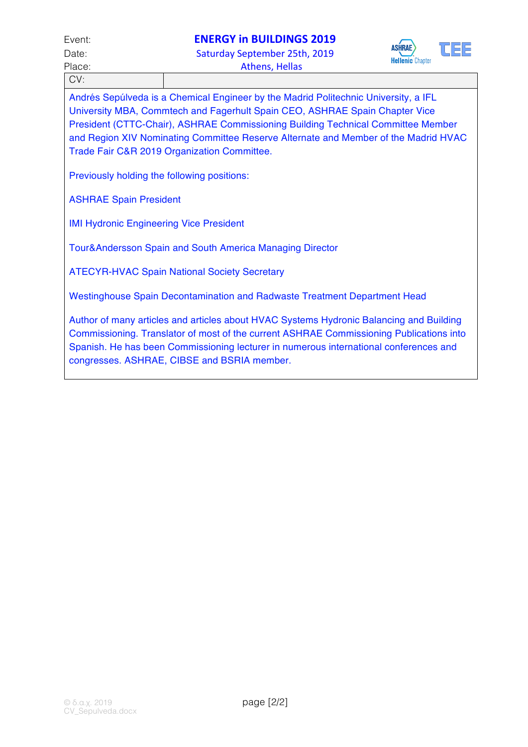| Event: | ENERGY in BUILDINGS 2019 |
|---|---|
| Date: | Saturday September 25th, 2019 |
| Place: | Athens, Hellas |

CV:

Andrés Sepúlveda is a Chemical Engineer by the Madrid Politechnic University, a IFL University MBA, Commtech and Fagerhult Spain CEO, ASHRAE Spain Chapter Vice President (CTTC-Chair), ASHRAE Commissioning Building Technical Committee Member and Region XIV Nominating Committee Reserve Alternate and Member of the Madrid HVAC Trade Fair C&R 2019 Organization Committee.

Previously holding the following positions:

ASHRAE Spain President

IMI Hydronic Engineering Vice President

Tour&Andersson Spain and South America Managing Director

ATECYR-HVAC Spain National Society Secretary

Westinghouse Spain Decontamination and Radwaste Treatment Department Head

Author of many articles and articles about HVAC Systems Hydronic Balancing and Building Commissioning. Translator of most of the current ASHRAE Commissioning Publications into Spanish. He has been Commissioning lecturer in numerous international conferences and congresses. ASHRAE, CIBSE and BSRIA member.